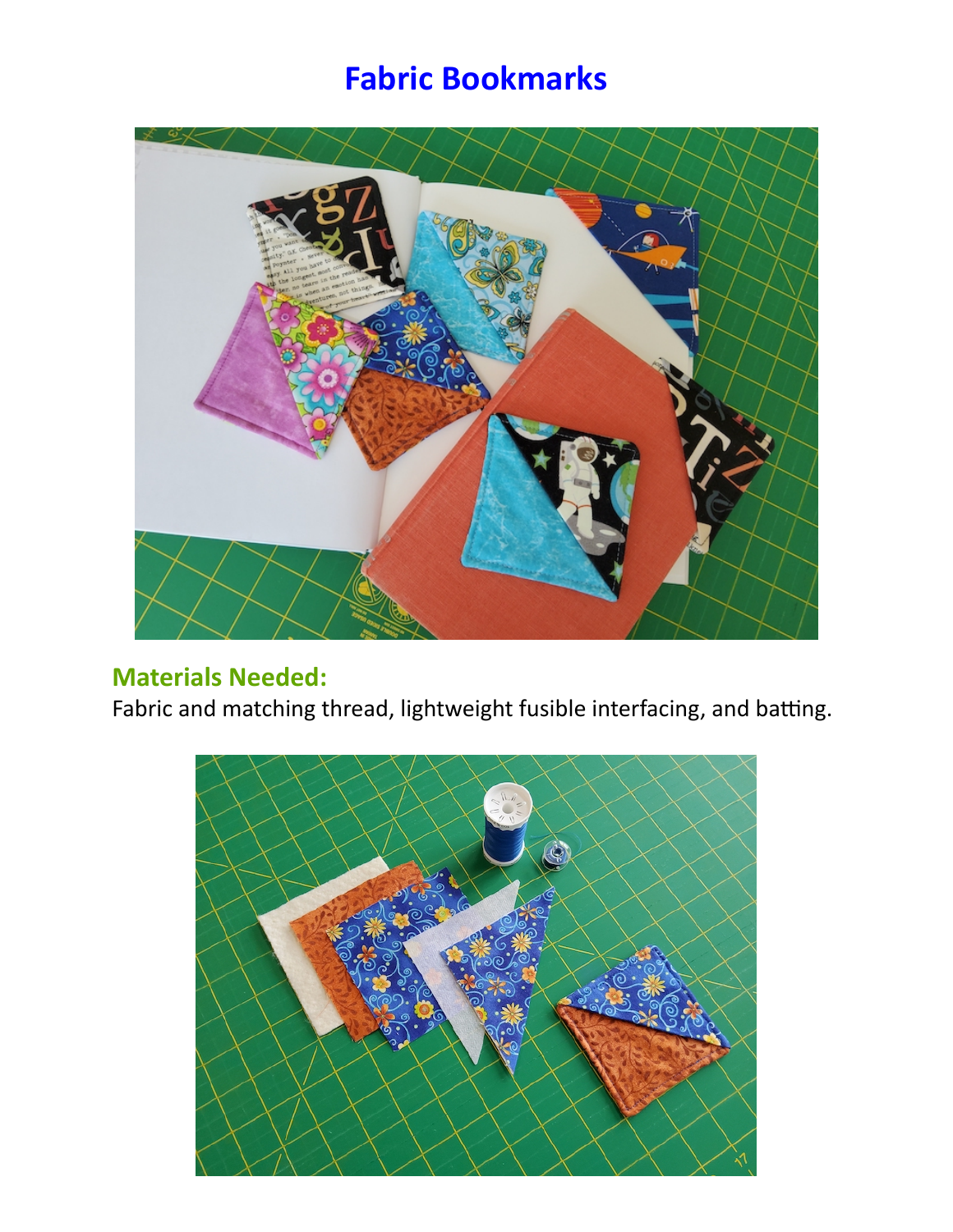# Fabric Bookmarks

## Materials Needed:

Fabric and matching thread, lightweight fusible interfacing, and batting.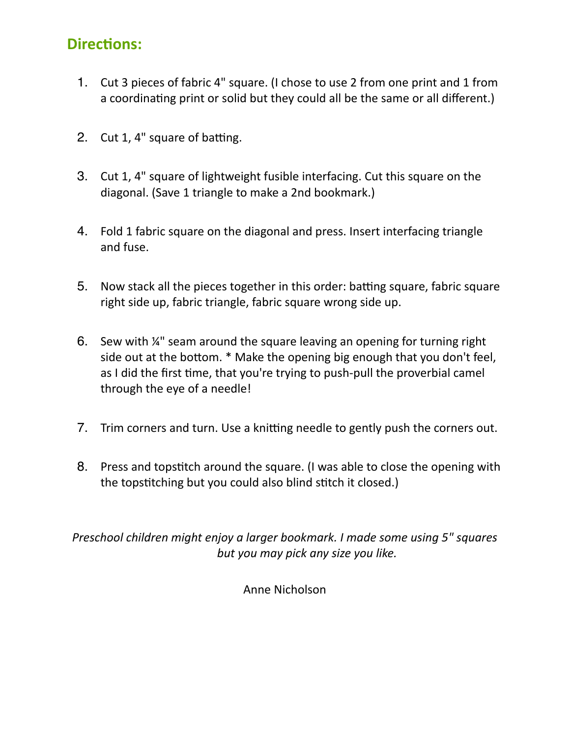## Directions:

1. Cut 3 pieces of fabric 4" square. (I chose to use 2 from one print and 1 from a coordinating print or solid but they could all be the same or all different.)

2. Cut 1, 4" square of batting.

3. Cut 1, 4" square of lightweight fusible interfacing. Cut this square on the diagonal. (Save 1 triangle to make a 2nd bookmark.)

4. Fold 1 fabric square on the diagonal and press. Insert interfacing triangle and fuse.

5. Now stack all the pieces together in this order: batting square, fabric square right side up, fabric triangle, fabric square wrong side up.

6. Sew with ¼" seam around the square leaving an opening for turning right side out at the bottom. * Make the opening big enough that you don't feel, as I did the first time, that you're trying to push-pull the proverbial camel through the eye of a needle!

7. Trim corners and turn. Use a knitting needle to gently push the corners out.

8. Press and topstitch around the square. (I was able to close the opening with the topstitching but you could also blind stitch it closed.)

*Preschool children might enjoy a larger bookmark. I made some using 5" squares but you may pick any size you like.*

Anne Nicholson